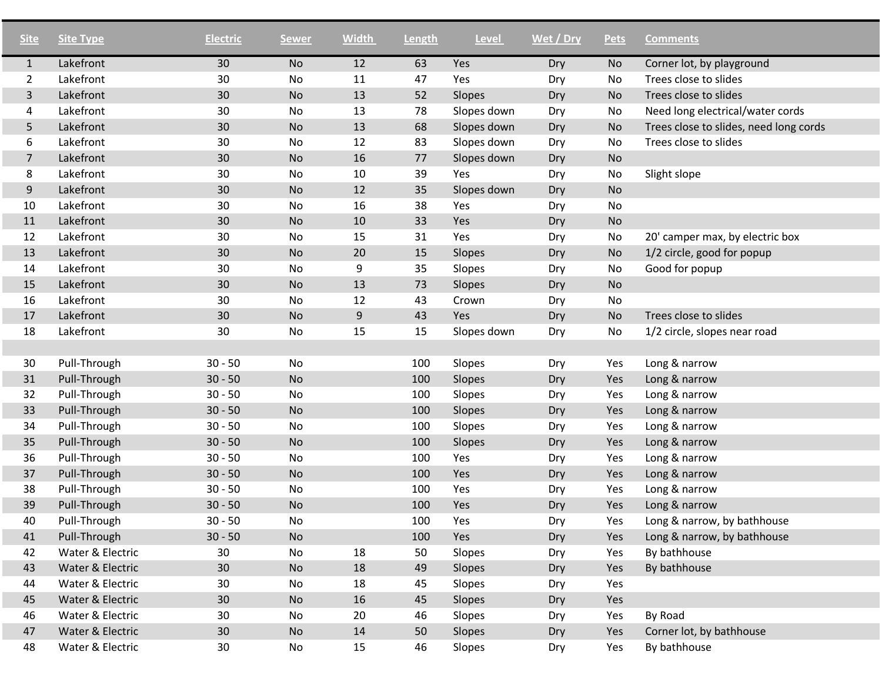| Site | Site Type | Electric | Sewer | Width | Length | Level | Wet / Dry | Pets | Comments |
|---|---|---|---|---|---|---|---|---|---|
| 1 | Lakefront | 30 | No | 12 | 63 | Yes | Dry | No | Corner lot, by playground |
| 2 | Lakefront | 30 | No | 11 | 47 | Yes | Dry | No | Trees close to slides |
| 3 | Lakefront | 30 | No | 13 | 52 | Slopes | Dry | No | Trees close to slides |
| 4 | Lakefront | 30 | No | 13 | 78 | Slopes down | Dry | No | Need long electrical/water cords |
| 5 | Lakefront | 30 | No | 13 | 68 | Slopes down | Dry | No | Trees close to slides, need long cords |
| 6 | Lakefront | 30 | No | 12 | 83 | Slopes down | Dry | No | Trees close to slides |
| 7 | Lakefront | 30 | No | 16 | 77 | Slopes down | Dry | No | |
| 8 | Lakefront | 30 | No | 10 | 39 | Yes | Dry | No | Slight slope |
| 9 | Lakefront | 30 | No | 12 | 35 | Slopes down | Dry | No | |
| 10 | Lakefront | 30 | No | 16 | 38 | Yes | Dry | No | |
| 11 | Lakefront | 30 | No | 10 | 33 | Yes | Dry | No | |
| 12 | Lakefront | 30 | No | 15 | 31 | Yes | Dry | No | 20' camper max, by electric box |
| 13 | Lakefront | 30 | No | 20 | 15 | Slopes | Dry | No | 1/2 circle, good for popup |
| 14 | Lakefront | 30 | No | 9 | 35 | Slopes | Dry | No | Good for popup |
| 15 | Lakefront | 30 | No | 13 | 73 | Slopes | Dry | No | |
| 16 | Lakefront | 30 | No | 12 | 43 | Crown | Dry | No | |
| 17 | Lakefront | 30 | No | 9 | 43 | Yes | Dry | No | Trees close to slides |
| 18 | Lakefront | 30 | No | 15 | 15 | Slopes down | Dry | No | 1/2 circle, slopes near road |
| | | | | | | | | | |
| 30 | Pull-Through | 30 - 50 | No | | 100 | Slopes | Dry | Yes | Long & narrow |
| 31 | Pull-Through | 30 - 50 | No | | 100 | Slopes | Dry | Yes | Long & narrow |
| 32 | Pull-Through | 30 - 50 | No | | 100 | Slopes | Dry | Yes | Long & narrow |
| 33 | Pull-Through | 30 - 50 | No | | 100 | Slopes | Dry | Yes | Long & narrow |
| 34 | Pull-Through | 30 - 50 | No | | 100 | Slopes | Dry | Yes | Long & narrow |
| 35 | Pull-Through | 30 - 50 | No | | 100 | Slopes | Dry | Yes | Long & narrow |
| 36 | Pull-Through | 30 - 50 | No | | 100 | Yes | Dry | Yes | Long & narrow |
| 37 | Pull-Through | 30 - 50 | No | | 100 | Yes | Dry | Yes | Long & narrow |
| 38 | Pull-Through | 30 - 50 | No | | 100 | Yes | Dry | Yes | Long & narrow |
| 39 | Pull-Through | 30 - 50 | No | | 100 | Yes | Dry | Yes | Long & narrow |
| 40 | Pull-Through | 30 - 50 | No | | 100 | Yes | Dry | Yes | Long & narrow, by bathhouse |
| 41 | Pull-Through | 30 - 50 | No | | 100 | Yes | Dry | Yes | Long & narrow, by bathhouse |
| 42 | Water & Electric | 30 | No | 18 | 50 | Slopes | Dry | Yes | By bathhouse |
| 43 | Water & Electric | 30 | No | 18 | 49 | Slopes | Dry | Yes | By bathhouse |
| 44 | Water & Electric | 30 | No | 18 | 45 | Slopes | Dry | Yes | |
| 45 | Water & Electric | 30 | No | 16 | 45 | Slopes | Dry | Yes | |
| 46 | Water & Electric | 30 | No | 20 | 46 | Slopes | Dry | Yes | By Road |
| 47 | Water & Electric | 30 | No | 14 | 50 | Slopes | Dry | Yes | Corner lot, by bathhouse |
| 48 | Water & Electric | 30 | No | 15 | 46 | Slopes | Dry | Yes | By bathhouse |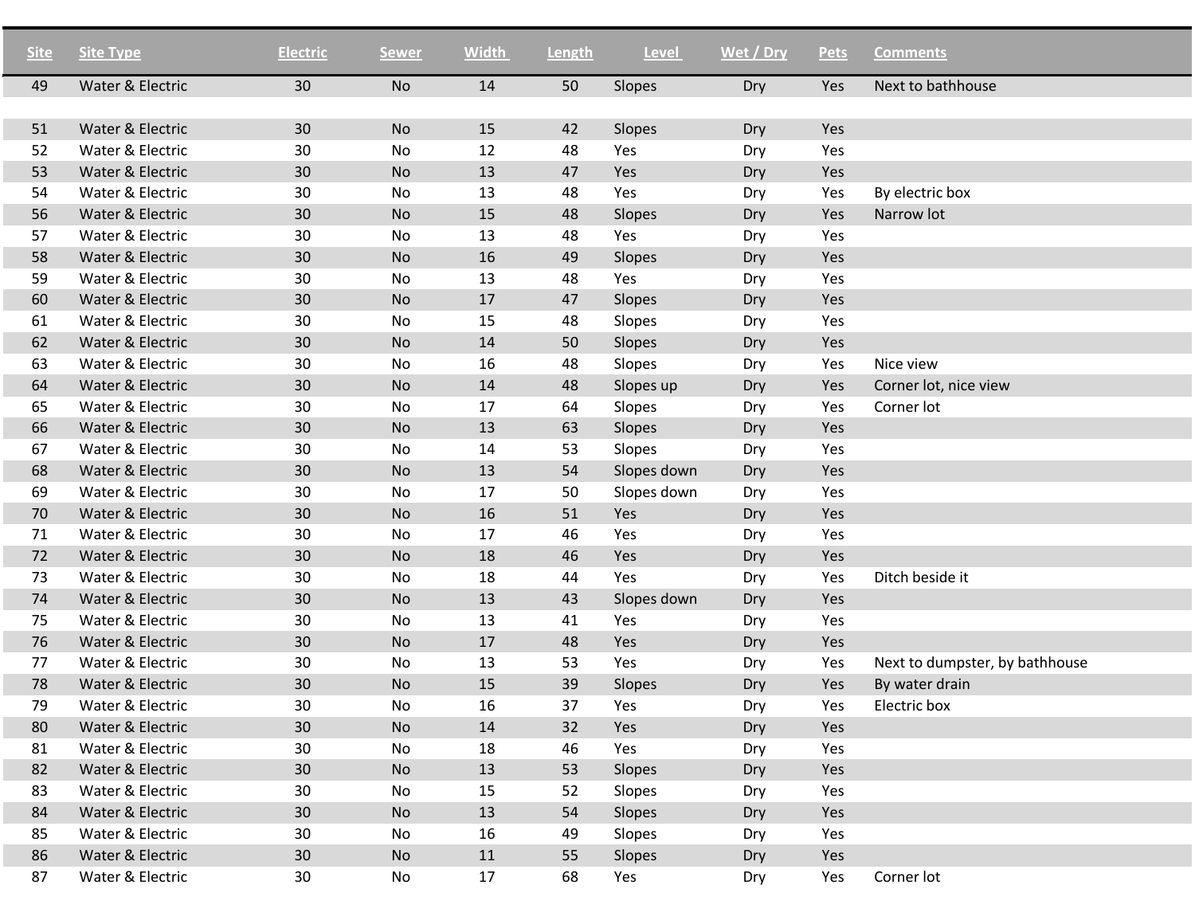| Site | Site Type | Electric | Sewer | Width | Length | Level | Wet / Dry | Pets | Comments |
|---|---|---|---|---|---|---|---|---|---|
| 49 | Water & Electric | 30 | No | 14 | 50 | Slopes | Dry | Yes | Next to bathhouse |
| | | | | | | | | | |
| 51 | Water & Electric | 30 | No | 15 | 42 | Slopes | Dry | Yes | |
| 52 | Water & Electric | 30 | No | 12 | 48 | Yes | Dry | Yes | |
| 53 | Water & Electric | 30 | No | 13 | 47 | Yes | Dry | Yes | |
| 54 | Water & Electric | 30 | No | 13 | 48 | Yes | Dry | Yes | By electric box |
| 56 | Water & Electric | 30 | No | 15 | 48 | Slopes | Dry | Yes | Narrow lot |
| 57 | Water & Electric | 30 | No | 13 | 48 | Yes | Dry | Yes | |
| 58 | Water & Electric | 30 | No | 16 | 49 | Slopes | Dry | Yes | |
| 59 | Water & Electric | 30 | No | 13 | 48 | Yes | Dry | Yes | |
| 60 | Water & Electric | 30 | No | 17 | 47 | Slopes | Dry | Yes | |
| 61 | Water & Electric | 30 | No | 15 | 48 | Slopes | Dry | Yes | |
| 62 | Water & Electric | 30 | No | 14 | 50 | Slopes | Dry | Yes | |
| 63 | Water & Electric | 30 | No | 16 | 48 | Slopes | Dry | Yes | Nice view |
| 64 | Water & Electric | 30 | No | 14 | 48 | Slopes up | Dry | Yes | Corner lot, nice view |
| 65 | Water & Electric | 30 | No | 17 | 64 | Slopes | Dry | Yes | Corner lot |
| 66 | Water & Electric | 30 | No | 13 | 63 | Slopes | Dry | Yes | |
| 67 | Water & Electric | 30 | No | 14 | 53 | Slopes | Dry | Yes | |
| 68 | Water & Electric | 30 | No | 13 | 54 | Slopes down | Dry | Yes | |
| 69 | Water & Electric | 30 | No | 17 | 50 | Slopes down | Dry | Yes | |
| 70 | Water & Electric | 30 | No | 16 | 51 | Yes | Dry | Yes | |
| 71 | Water & Electric | 30 | No | 17 | 46 | Yes | Dry | Yes | |
| 72 | Water & Electric | 30 | No | 18 | 46 | Yes | Dry | Yes | |
| 73 | Water & Electric | 30 | No | 18 | 44 | Yes | Dry | Yes | Ditch beside it |
| 74 | Water & Electric | 30 | No | 13 | 43 | Slopes down | Dry | Yes | |
| 75 | Water & Electric | 30 | No | 13 | 41 | Yes | Dry | Yes | |
| 76 | Water & Electric | 30 | No | 17 | 48 | Yes | Dry | Yes | |
| 77 | Water & Electric | 30 | No | 13 | 53 | Yes | Dry | Yes | Next to dumpster, by bathhouse |
| 78 | Water & Electric | 30 | No | 15 | 39 | Slopes | Dry | Yes | By water drain |
| 79 | Water & Electric | 30 | No | 16 | 37 | Yes | Dry | Yes | Electric box |
| 80 | Water & Electric | 30 | No | 14 | 32 | Yes | Dry | Yes | |
| 81 | Water & Electric | 30 | No | 18 | 46 | Yes | Dry | Yes | |
| 82 | Water & Electric | 30 | No | 13 | 53 | Slopes | Dry | Yes | |
| 83 | Water & Electric | 30 | No | 15 | 52 | Slopes | Dry | Yes | |
| 84 | Water & Electric | 30 | No | 13 | 54 | Slopes | Dry | Yes | |
| 85 | Water & Electric | 30 | No | 16 | 49 | Slopes | Dry | Yes | |
| 86 | Water & Electric | 30 | No | 11 | 55 | Slopes | Dry | Yes | |
| 87 | Water & Electric | 30 | No | 17 | 68 | Yes | Dry | Yes | Corner lot |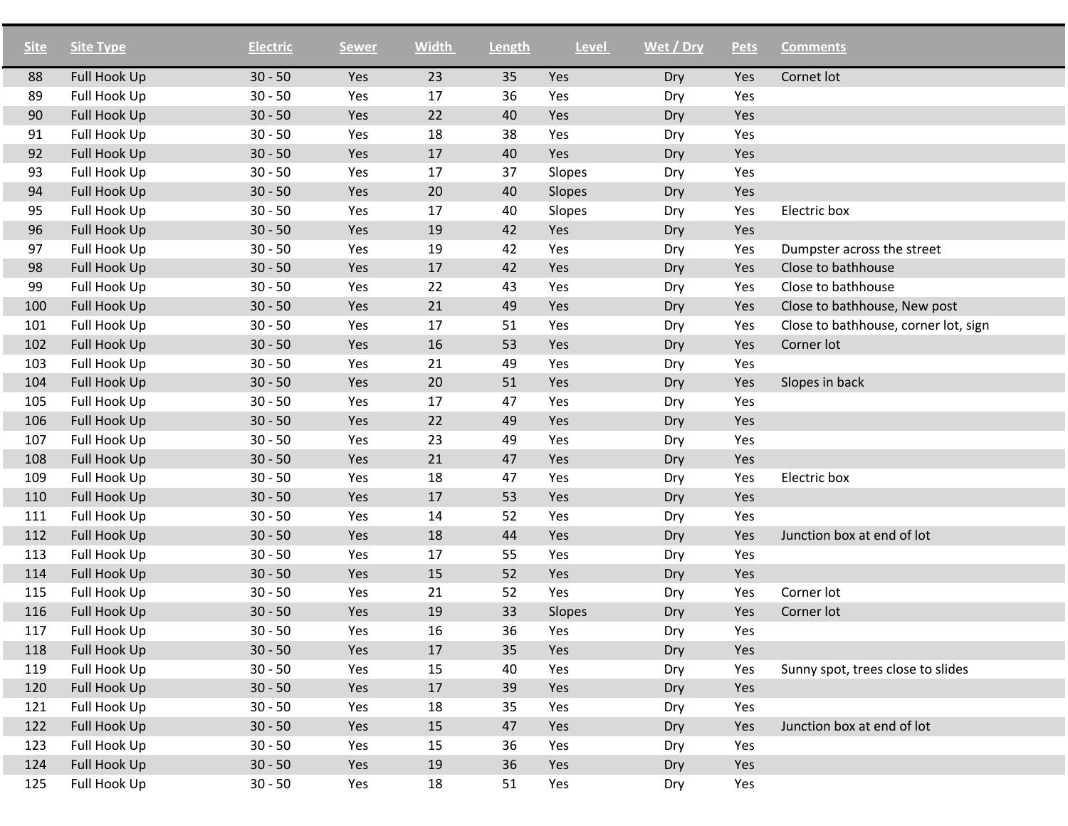| Site | Site Type | Electric | Sewer | Width | Length | Level | Wet / Dry | Pets | Comments |
|---|---|---|---|---|---|---|---|---|---|
| 88 | Full Hook Up | 30 - 50 | Yes | 23 | 35 | Yes | Dry | Yes | Cornet lot |
| 89 | Full Hook Up | 30 - 50 | Yes | 17 | 36 | Yes | Dry | Yes | |
| 90 | Full Hook Up | 30 - 50 | Yes | 22 | 40 | Yes | Dry | Yes | |
| 91 | Full Hook Up | 30 - 50 | Yes | 18 | 38 | Yes | Dry | Yes | |
| 92 | Full Hook Up | 30 - 50 | Yes | 17 | 40 | Yes | Dry | Yes | |
| 93 | Full Hook Up | 30 - 50 | Yes | 17 | 37 | Slopes | Dry | Yes | |
| 94 | Full Hook Up | 30 - 50 | Yes | 20 | 40 | Slopes | Dry | Yes | |
| 95 | Full Hook Up | 30 - 50 | Yes | 17 | 40 | Slopes | Dry | Yes | Electric box |
| 96 | Full Hook Up | 30 - 50 | Yes | 19 | 42 | Yes | Dry | Yes | |
| 97 | Full Hook Up | 30 - 50 | Yes | 19 | 42 | Yes | Dry | Yes | Dumpster across the street |
| 98 | Full Hook Up | 30 - 50 | Yes | 17 | 42 | Yes | Dry | Yes | Close to bathhouse |
| 99 | Full Hook Up | 30 - 50 | Yes | 22 | 43 | Yes | Dry | Yes | Close to bathhouse |
| 100 | Full Hook Up | 30 - 50 | Yes | 21 | 49 | Yes | Dry | Yes | Close to bathhouse, New post |
| 101 | Full Hook Up | 30 - 50 | Yes | 17 | 51 | Yes | Dry | Yes | Close to bathhouse, corner lot, sign |
| 102 | Full Hook Up | 30 - 50 | Yes | 16 | 53 | Yes | Dry | Yes | Corner lot |
| 103 | Full Hook Up | 30 - 50 | Yes | 21 | 49 | Yes | Dry | Yes | |
| 104 | Full Hook Up | 30 - 50 | Yes | 20 | 51 | Yes | Dry | Yes | Slopes in back |
| 105 | Full Hook Up | 30 - 50 | Yes | 17 | 47 | Yes | Dry | Yes | |
| 106 | Full Hook Up | 30 - 50 | Yes | 22 | 49 | Yes | Dry | Yes | |
| 107 | Full Hook Up | 30 - 50 | Yes | 23 | 49 | Yes | Dry | Yes | |
| 108 | Full Hook Up | 30 - 50 | Yes | 21 | 47 | Yes | Dry | Yes | |
| 109 | Full Hook Up | 30 - 50 | Yes | 18 | 47 | Yes | Dry | Yes | Electric box |
| 110 | Full Hook Up | 30 - 50 | Yes | 17 | 53 | Yes | Dry | Yes | |
| 111 | Full Hook Up | 30 - 50 | Yes | 14 | 52 | Yes | Dry | Yes | |
| 112 | Full Hook Up | 30 - 50 | Yes | 18 | 44 | Yes | Dry | Yes | Junction box at end of lot |
| 113 | Full Hook Up | 30 - 50 | Yes | 17 | 55 | Yes | Dry | Yes | |
| 114 | Full Hook Up | 30 - 50 | Yes | 15 | 52 | Yes | Dry | Yes | |
| 115 | Full Hook Up | 30 - 50 | Yes | 21 | 52 | Yes | Dry | Yes | Corner lot |
| 116 | Full Hook Up | 30 - 50 | Yes | 19 | 33 | Slopes | Dry | Yes | Corner lot |
| 117 | Full Hook Up | 30 - 50 | Yes | 16 | 36 | Yes | Dry | Yes | |
| 118 | Full Hook Up | 30 - 50 | Yes | 17 | 35 | Yes | Dry | Yes | |
| 119 | Full Hook Up | 30 - 50 | Yes | 15 | 40 | Yes | Dry | Yes | Sunny spot, trees close to slides |
| 120 | Full Hook Up | 30 - 50 | Yes | 17 | 39 | Yes | Dry | Yes | |
| 121 | Full Hook Up | 30 - 50 | Yes | 18 | 35 | Yes | Dry | Yes | |
| 122 | Full Hook Up | 30 - 50 | Yes | 15 | 47 | Yes | Dry | Yes | Junction box at end of lot |
| 123 | Full Hook Up | 30 - 50 | Yes | 15 | 36 | Yes | Dry | Yes | |
| 124 | Full Hook Up | 30 - 50 | Yes | 19 | 36 | Yes | Dry | Yes | |
| 125 | Full Hook Up | 30 - 50 | Yes | 18 | 51 | Yes | Dry | Yes | |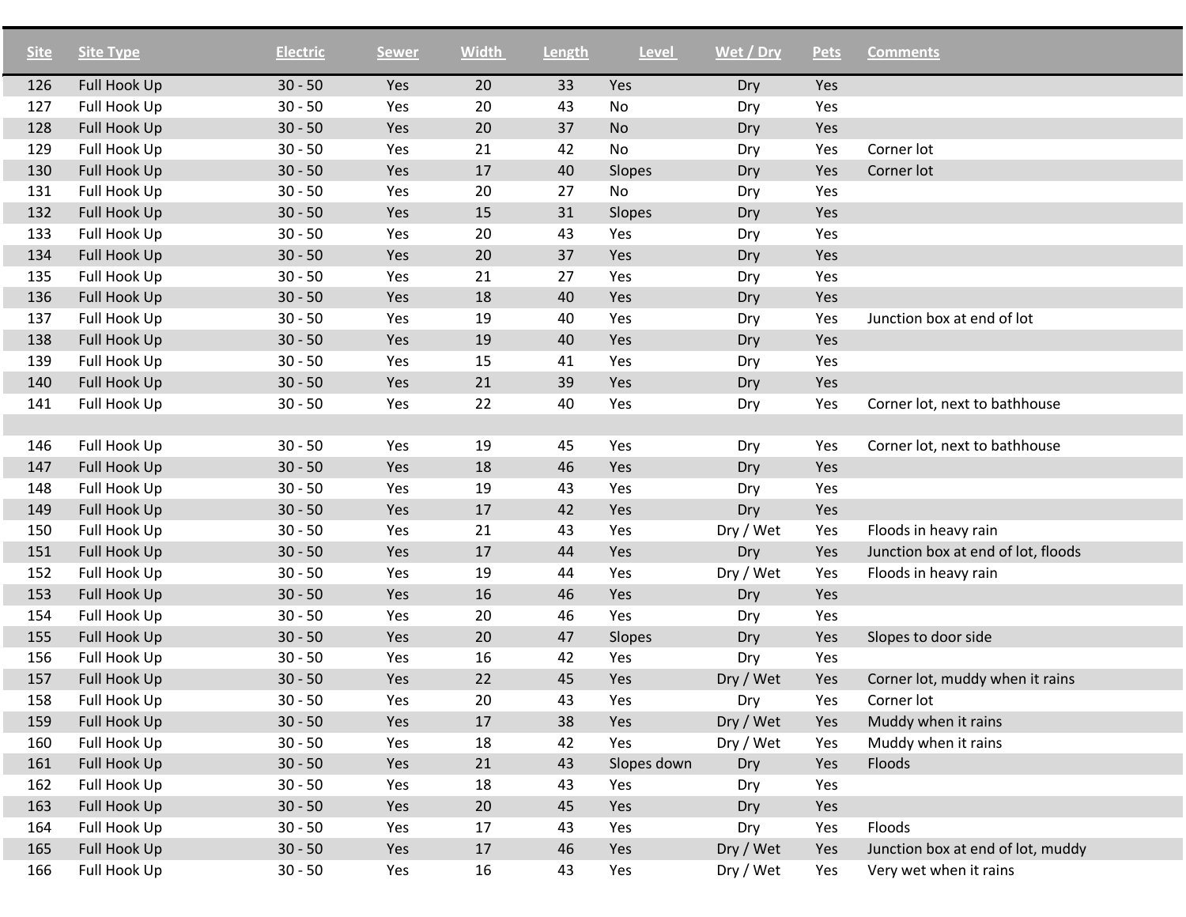| Site | Site Type | Electric | Sewer | Width | Length | Level | Wet / Dry | Pets | Comments |
|---|---|---|---|---|---|---|---|---|---|
| 126 | Full Hook Up | 30 - 50 | Yes | 20 | 33 | Yes | Dry | Yes | |
| 127 | Full Hook Up | 30 - 50 | Yes | 20 | 43 | No | Dry | Yes | |
| 128 | Full Hook Up | 30 - 50 | Yes | 20 | 37 | No | Dry | Yes | |
| 129 | Full Hook Up | 30 - 50 | Yes | 21 | 42 | No | Dry | Yes | Corner lot |
| 130 | Full Hook Up | 30 - 50 | Yes | 17 | 40 | Slopes | Dry | Yes | Corner lot |
| 131 | Full Hook Up | 30 - 50 | Yes | 20 | 27 | No | Dry | Yes | |
| 132 | Full Hook Up | 30 - 50 | Yes | 15 | 31 | Slopes | Dry | Yes | |
| 133 | Full Hook Up | 30 - 50 | Yes | 20 | 43 | Yes | Dry | Yes | |
| 134 | Full Hook Up | 30 - 50 | Yes | 20 | 37 | Yes | Dry | Yes | |
| 135 | Full Hook Up | 30 - 50 | Yes | 21 | 27 | Yes | Dry | Yes | |
| 136 | Full Hook Up | 30 - 50 | Yes | 18 | 40 | Yes | Dry | Yes | |
| 137 | Full Hook Up | 30 - 50 | Yes | 19 | 40 | Yes | Dry | Yes | Junction box at end of lot |
| 138 | Full Hook Up | 30 - 50 | Yes | 19 | 40 | Yes | Dry | Yes | |
| 139 | Full Hook Up | 30 - 50 | Yes | 15 | 41 | Yes | Dry | Yes | |
| 140 | Full Hook Up | 30 - 50 | Yes | 21 | 39 | Yes | Dry | Yes | |
| 141 | Full Hook Up | 30 - 50 | Yes | 22 | 40 | Yes | Dry | Yes | Corner lot, next to bathhouse |
| | | | | | | | | | |
| 146 | Full Hook Up | 30 - 50 | Yes | 19 | 45 | Yes | Dry | Yes | Corner lot, next to bathhouse |
| 147 | Full Hook Up | 30 - 50 | Yes | 18 | 46 | Yes | Dry | Yes | |
| 148 | Full Hook Up | 30 - 50 | Yes | 19 | 43 | Yes | Dry | Yes | |
| 149 | Full Hook Up | 30 - 50 | Yes | 17 | 42 | Yes | Dry | Yes | |
| 150 | Full Hook Up | 30 - 50 | Yes | 21 | 43 | Yes | Dry / Wet | Yes | Floods in heavy rain |
| 151 | Full Hook Up | 30 - 50 | Yes | 17 | 44 | Yes | Dry | Yes | Junction box at end of lot, floods |
| 152 | Full Hook Up | 30 - 50 | Yes | 19 | 44 | Yes | Dry / Wet | Yes | Floods in heavy rain |
| 153 | Full Hook Up | 30 - 50 | Yes | 16 | 46 | Yes | Dry | Yes | |
| 154 | Full Hook Up | 30 - 50 | Yes | 20 | 46 | Yes | Dry | Yes | |
| 155 | Full Hook Up | 30 - 50 | Yes | 20 | 47 | Slopes | Dry | Yes | Slopes to door side |
| 156 | Full Hook Up | 30 - 50 | Yes | 16 | 42 | Yes | Dry | Yes | |
| 157 | Full Hook Up | 30 - 50 | Yes | 22 | 45 | Yes | Dry / Wet | Yes | Corner lot, muddy when it rains |
| 158 | Full Hook Up | 30 - 50 | Yes | 20 | 43 | Yes | Dry | Yes | Corner lot |
| 159 | Full Hook Up | 30 - 50 | Yes | 17 | 38 | Yes | Dry / Wet | Yes | Muddy when it rains |
| 160 | Full Hook Up | 30 - 50 | Yes | 18 | 42 | Yes | Dry / Wet | Yes | Muddy when it rains |
| 161 | Full Hook Up | 30 - 50 | Yes | 21 | 43 | Slopes down | Dry | Yes | Floods |
| 162 | Full Hook Up | 30 - 50 | Yes | 18 | 43 | Yes | Dry | Yes | |
| 163 | Full Hook Up | 30 - 50 | Yes | 20 | 45 | Yes | Dry | Yes | |
| 164 | Full Hook Up | 30 - 50 | Yes | 17 | 43 | Yes | Dry | Yes | Floods |
| 165 | Full Hook Up | 30 - 50 | Yes | 17 | 46 | Yes | Dry / Wet | Yes | Junction box at end of lot, muddy |
| 166 | Full Hook Up | 30 - 50 | Yes | 16 | 43 | Yes | Dry / Wet | Yes | Very wet when it rains |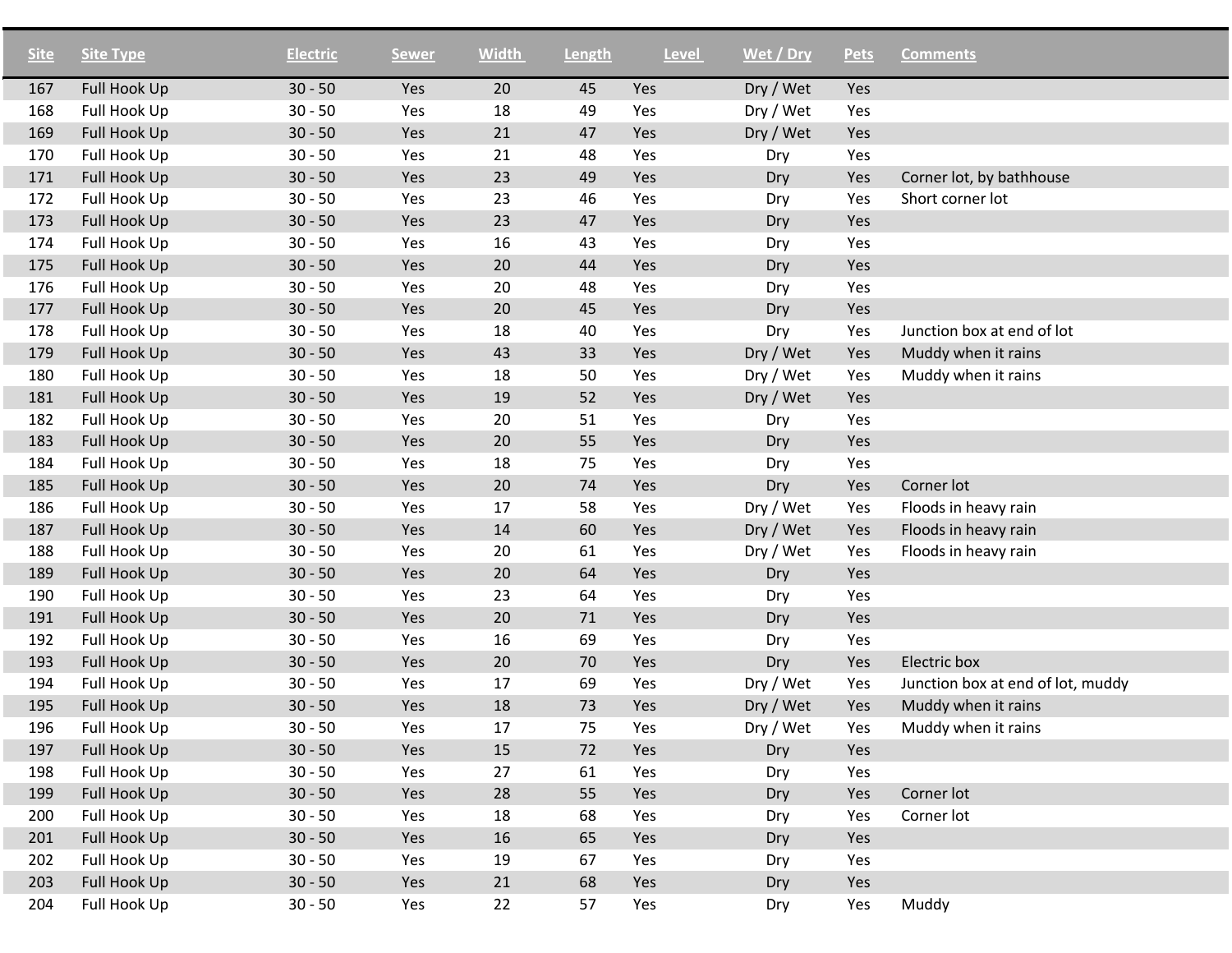| Site | Site Type | Electric | Sewer | Width | Length | Level | Wet / Dry | Pets | Comments |
|---|---|---|---|---|---|---|---|---|---|
| 167 | Full Hook Up | 30 - 50 | Yes | 20 | 45 | Yes | Dry / Wet | Yes | |
| 168 | Full Hook Up | 30 - 50 | Yes | 18 | 49 | Yes | Dry / Wet | Yes | |
| 169 | Full Hook Up | 30 - 50 | Yes | 21 | 47 | Yes | Dry / Wet | Yes | |
| 170 | Full Hook Up | 30 - 50 | Yes | 21 | 48 | Yes | Dry | Yes | |
| 171 | Full Hook Up | 30 - 50 | Yes | 23 | 49 | Yes | Dry | Yes | Corner lot, by bathhouse |
| 172 | Full Hook Up | 30 - 50 | Yes | 23 | 46 | Yes | Dry | Yes | Short corner lot |
| 173 | Full Hook Up | 30 - 50 | Yes | 23 | 47 | Yes | Dry | Yes | |
| 174 | Full Hook Up | 30 - 50 | Yes | 16 | 43 | Yes | Dry | Yes | |
| 175 | Full Hook Up | 30 - 50 | Yes | 20 | 44 | Yes | Dry | Yes | |
| 176 | Full Hook Up | 30 - 50 | Yes | 20 | 48 | Yes | Dry | Yes | |
| 177 | Full Hook Up | 30 - 50 | Yes | 20 | 45 | Yes | Dry | Yes | |
| 178 | Full Hook Up | 30 - 50 | Yes | 18 | 40 | Yes | Dry | Yes | Junction box at end of lot |
| 179 | Full Hook Up | 30 - 50 | Yes | 43 | 33 | Yes | Dry / Wet | Yes | Muddy when it rains |
| 180 | Full Hook Up | 30 - 50 | Yes | 18 | 50 | Yes | Dry / Wet | Yes | Muddy when it rains |
| 181 | Full Hook Up | 30 - 50 | Yes | 19 | 52 | Yes | Dry / Wet | Yes | |
| 182 | Full Hook Up | 30 - 50 | Yes | 20 | 51 | Yes | Dry | Yes | |
| 183 | Full Hook Up | 30 - 50 | Yes | 20 | 55 | Yes | Dry | Yes | |
| 184 | Full Hook Up | 30 - 50 | Yes | 18 | 75 | Yes | Dry | Yes | |
| 185 | Full Hook Up | 30 - 50 | Yes | 20 | 74 | Yes | Dry | Yes | Corner lot |
| 186 | Full Hook Up | 30 - 50 | Yes | 17 | 58 | Yes | Dry / Wet | Yes | Floods in heavy rain |
| 187 | Full Hook Up | 30 - 50 | Yes | 14 | 60 | Yes | Dry / Wet | Yes | Floods in heavy rain |
| 188 | Full Hook Up | 30 - 50 | Yes | 20 | 61 | Yes | Dry / Wet | Yes | Floods in heavy rain |
| 189 | Full Hook Up | 30 - 50 | Yes | 20 | 64 | Yes | Dry | Yes | |
| 190 | Full Hook Up | 30 - 50 | Yes | 23 | 64 | Yes | Dry | Yes | |
| 191 | Full Hook Up | 30 - 50 | Yes | 20 | 71 | Yes | Dry | Yes | |
| 192 | Full Hook Up | 30 - 50 | Yes | 16 | 69 | Yes | Dry | Yes | |
| 193 | Full Hook Up | 30 - 50 | Yes | 20 | 70 | Yes | Dry | Yes | Electric box |
| 194 | Full Hook Up | 30 - 50 | Yes | 17 | 69 | Yes | Dry / Wet | Yes | Junction box at end of lot, muddy |
| 195 | Full Hook Up | 30 - 50 | Yes | 18 | 73 | Yes | Dry / Wet | Yes | Muddy when it rains |
| 196 | Full Hook Up | 30 - 50 | Yes | 17 | 75 | Yes | Dry / Wet | Yes | Muddy when it rains |
| 197 | Full Hook Up | 30 - 50 | Yes | 15 | 72 | Yes | Dry | Yes | |
| 198 | Full Hook Up | 30 - 50 | Yes | 27 | 61 | Yes | Dry | Yes | |
| 199 | Full Hook Up | 30 - 50 | Yes | 28 | 55 | Yes | Dry | Yes | Corner lot |
| 200 | Full Hook Up | 30 - 50 | Yes | 18 | 68 | Yes | Dry | Yes | Corner lot |
| 201 | Full Hook Up | 30 - 50 | Yes | 16 | 65 | Yes | Dry | Yes | |
| 202 | Full Hook Up | 30 - 50 | Yes | 19 | 67 | Yes | Dry | Yes | |
| 203 | Full Hook Up | 30 - 50 | Yes | 21 | 68 | Yes | Dry | Yes | |
| 204 | Full Hook Up | 30 - 50 | Yes | 22 | 57 | Yes | Dry | Yes | Muddy |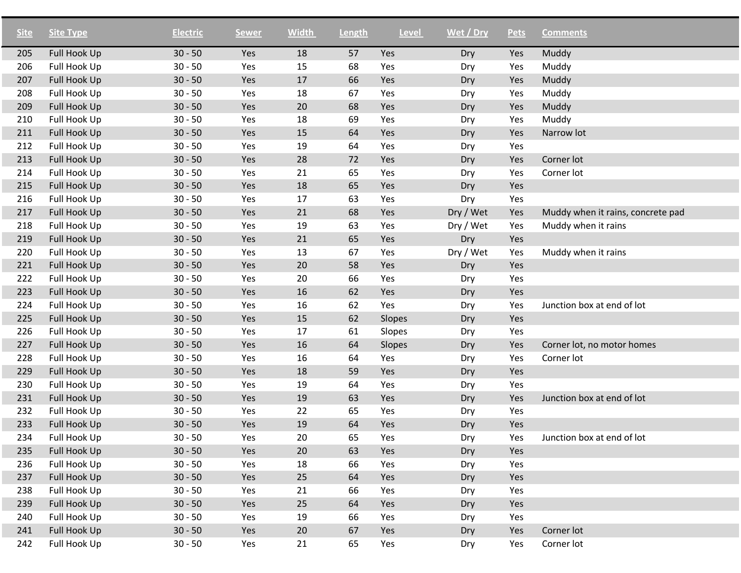| Site | Site Type | Electric | Sewer | Width | Length | Level | Wet / Dry | Pets | Comments |
|---|---|---|---|---|---|---|---|---|---|
| 205 | Full Hook Up | 30 - 50 | Yes | 18 | 57 | Yes | Dry | Yes | Muddy |
| 206 | Full Hook Up | 30 - 50 | Yes | 15 | 68 | Yes | Dry | Yes | Muddy |
| 207 | Full Hook Up | 30 - 50 | Yes | 17 | 66 | Yes | Dry | Yes | Muddy |
| 208 | Full Hook Up | 30 - 50 | Yes | 18 | 67 | Yes | Dry | Yes | Muddy |
| 209 | Full Hook Up | 30 - 50 | Yes | 20 | 68 | Yes | Dry | Yes | Muddy |
| 210 | Full Hook Up | 30 - 50 | Yes | 18 | 69 | Yes | Dry | Yes | Muddy |
| 211 | Full Hook Up | 30 - 50 | Yes | 15 | 64 | Yes | Dry | Yes | Narrow lot |
| 212 | Full Hook Up | 30 - 50 | Yes | 19 | 64 | Yes | Dry | Yes | |
| 213 | Full Hook Up | 30 - 50 | Yes | 28 | 72 | Yes | Dry | Yes | Corner lot |
| 214 | Full Hook Up | 30 - 50 | Yes | 21 | 65 | Yes | Dry | Yes | Corner lot |
| 215 | Full Hook Up | 30 - 50 | Yes | 18 | 65 | Yes | Dry | Yes | |
| 216 | Full Hook Up | 30 - 50 | Yes | 17 | 63 | Yes | Dry | Yes | |
| 217 | Full Hook Up | 30 - 50 | Yes | 21 | 68 | Yes | Dry / Wet | Yes | Muddy when it rains, concrete pad |
| 218 | Full Hook Up | 30 - 50 | Yes | 19 | 63 | Yes | Dry / Wet | Yes | Muddy when it rains |
| 219 | Full Hook Up | 30 - 50 | Yes | 21 | 65 | Yes | Dry | Yes | |
| 220 | Full Hook Up | 30 - 50 | Yes | 13 | 67 | Yes | Dry / Wet | Yes | Muddy when it rains |
| 221 | Full Hook Up | 30 - 50 | Yes | 20 | 58 | Yes | Dry | Yes | |
| 222 | Full Hook Up | 30 - 50 | Yes | 20 | 66 | Yes | Dry | Yes | |
| 223 | Full Hook Up | 30 - 50 | Yes | 16 | 62 | Yes | Dry | Yes | |
| 224 | Full Hook Up | 30 - 50 | Yes | 16 | 62 | Yes | Dry | Yes | Junction box at end of lot |
| 225 | Full Hook Up | 30 - 50 | Yes | 15 | 62 | Slopes | Dry | Yes | |
| 226 | Full Hook Up | 30 - 50 | Yes | 17 | 61 | Slopes | Dry | Yes | |
| 227 | Full Hook Up | 30 - 50 | Yes | 16 | 64 | Slopes | Dry | Yes | Corner lot, no motor homes |
| 228 | Full Hook Up | 30 - 50 | Yes | 16 | 64 | Yes | Dry | Yes | Corner lot |
| 229 | Full Hook Up | 30 - 50 | Yes | 18 | 59 | Yes | Dry | Yes | |
| 230 | Full Hook Up | 30 - 50 | Yes | 19 | 64 | Yes | Dry | Yes | |
| 231 | Full Hook Up | 30 - 50 | Yes | 19 | 63 | Yes | Dry | Yes | Junction box at end of lot |
| 232 | Full Hook Up | 30 - 50 | Yes | 22 | 65 | Yes | Dry | Yes | |
| 233 | Full Hook Up | 30 - 50 | Yes | 19 | 64 | Yes | Dry | Yes | |
| 234 | Full Hook Up | 30 - 50 | Yes | 20 | 65 | Yes | Dry | Yes | Junction box at end of lot |
| 235 | Full Hook Up | 30 - 50 | Yes | 20 | 63 | Yes | Dry | Yes | |
| 236 | Full Hook Up | 30 - 50 | Yes | 18 | 66 | Yes | Dry | Yes | |
| 237 | Full Hook Up | 30 - 50 | Yes | 25 | 64 | Yes | Dry | Yes | |
| 238 | Full Hook Up | 30 - 50 | Yes | 21 | 66 | Yes | Dry | Yes | |
| 239 | Full Hook Up | 30 - 50 | Yes | 25 | 64 | Yes | Dry | Yes | |
| 240 | Full Hook Up | 30 - 50 | Yes | 19 | 66 | Yes | Dry | Yes | |
| 241 | Full Hook Up | 30 - 50 | Yes | 20 | 67 | Yes | Dry | Yes | Corner lot |
| 242 | Full Hook Up | 30 - 50 | Yes | 21 | 65 | Yes | Dry | Yes | Corner lot |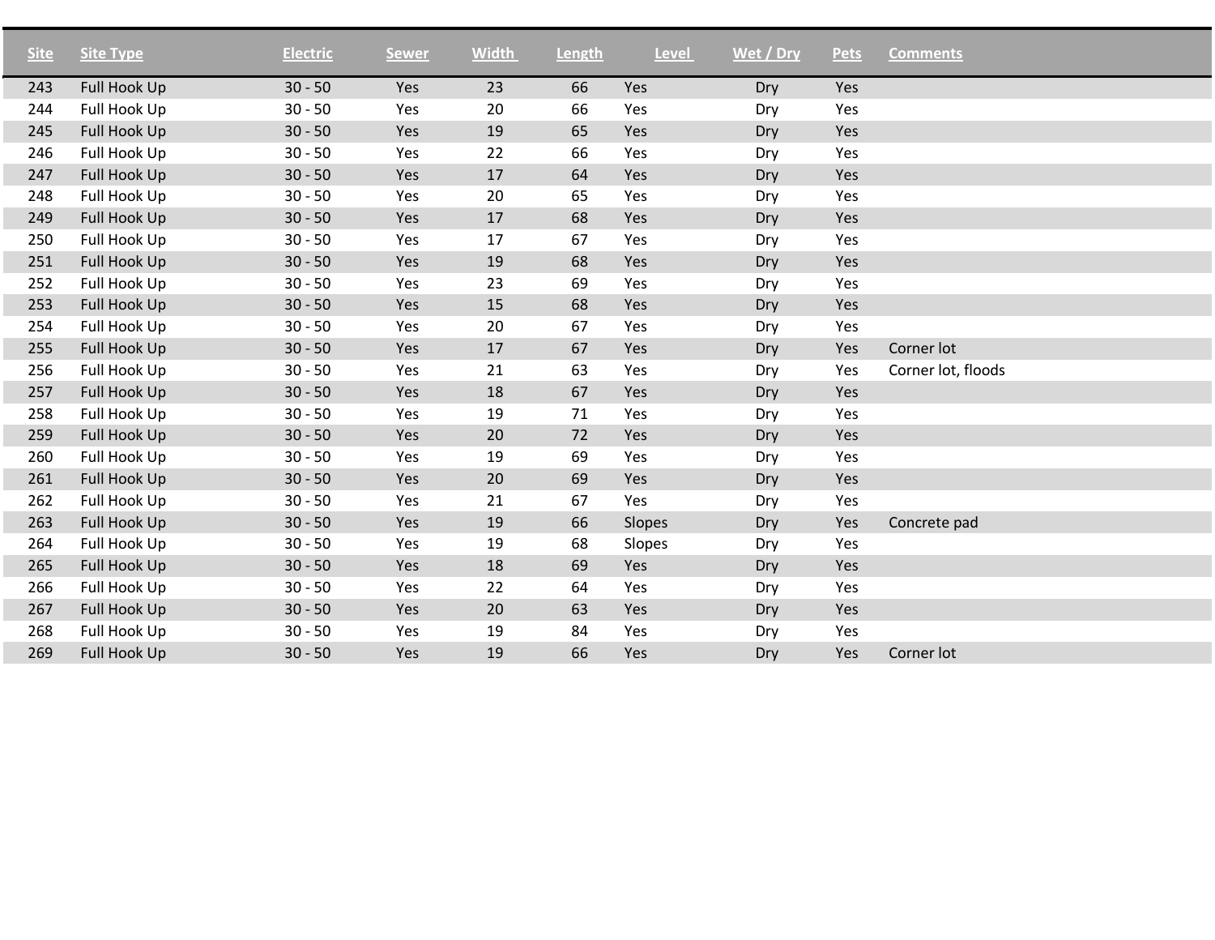| Site | Site Type | Electric | Sewer | Width | Length | Level | Wet / Dry | Pets | Comments |
|---|---|---|---|---|---|---|---|---|---|
| 243 | Full Hook Up | 30 - 50 | Yes | 23 | 66 | Yes | Dry | Yes | |
| 244 | Full Hook Up | 30 - 50 | Yes | 20 | 66 | Yes | Dry | Yes | |
| 245 | Full Hook Up | 30 - 50 | Yes | 19 | 65 | Yes | Dry | Yes | |
| 246 | Full Hook Up | 30 - 50 | Yes | 22 | 66 | Yes | Dry | Yes | |
| 247 | Full Hook Up | 30 - 50 | Yes | 17 | 64 | Yes | Dry | Yes | |
| 248 | Full Hook Up | 30 - 50 | Yes | 20 | 65 | Yes | Dry | Yes | |
| 249 | Full Hook Up | 30 - 50 | Yes | 17 | 68 | Yes | Dry | Yes | |
| 250 | Full Hook Up | 30 - 50 | Yes | 17 | 67 | Yes | Dry | Yes | |
| 251 | Full Hook Up | 30 - 50 | Yes | 19 | 68 | Yes | Dry | Yes | |
| 252 | Full Hook Up | 30 - 50 | Yes | 23 | 69 | Yes | Dry | Yes | |
| 253 | Full Hook Up | 30 - 50 | Yes | 15 | 68 | Yes | Dry | Yes | |
| 254 | Full Hook Up | 30 - 50 | Yes | 20 | 67 | Yes | Dry | Yes | |
| 255 | Full Hook Up | 30 - 50 | Yes | 17 | 67 | Yes | Dry | Yes | Corner lot |
| 256 | Full Hook Up | 30 - 50 | Yes | 21 | 63 | Yes | Dry | Yes | Corner lot, floods |
| 257 | Full Hook Up | 30 - 50 | Yes | 18 | 67 | Yes | Dry | Yes | |
| 258 | Full Hook Up | 30 - 50 | Yes | 19 | 71 | Yes | Dry | Yes | |
| 259 | Full Hook Up | 30 - 50 | Yes | 20 | 72 | Yes | Dry | Yes | |
| 260 | Full Hook Up | 30 - 50 | Yes | 19 | 69 | Yes | Dry | Yes | |
| 261 | Full Hook Up | 30 - 50 | Yes | 20 | 69 | Yes | Dry | Yes | |
| 262 | Full Hook Up | 30 - 50 | Yes | 21 | 67 | Yes | Dry | Yes | |
| 263 | Full Hook Up | 30 - 50 | Yes | 19 | 66 | Slopes | Dry | Yes | Concrete pad |
| 264 | Full Hook Up | 30 - 50 | Yes | 19 | 68 | Slopes | Dry | Yes | |
| 265 | Full Hook Up | 30 - 50 | Yes | 18 | 69 | Yes | Dry | Yes | |
| 266 | Full Hook Up | 30 - 50 | Yes | 22 | 64 | Yes | Dry | Yes | |
| 267 | Full Hook Up | 30 - 50 | Yes | 20 | 63 | Yes | Dry | Yes | |
| 268 | Full Hook Up | 30 - 50 | Yes | 19 | 84 | Yes | Dry | Yes | |
| 269 | Full Hook Up | 30 - 50 | Yes | 19 | 66 | Yes | Dry | Yes | Corner lot |